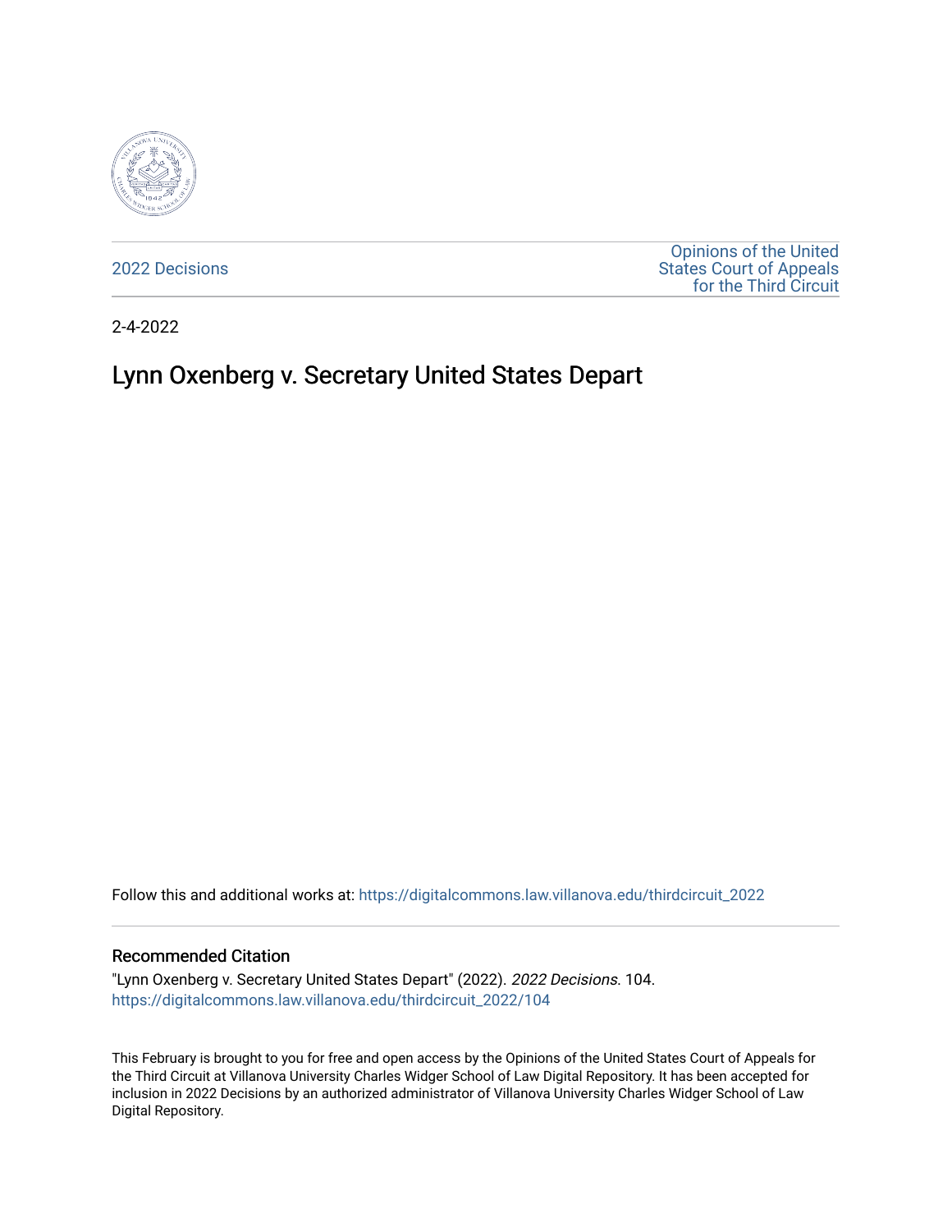2022 Decisions

Opinions of the United States Court of Appeals for the Third Circuit

2-4-2022

# Lynn Oxenberg v. Secretary United States Depart

Follow this and additional works at: https://digitalcommons.law.villanova.edu/thirdcircuit_2022

## Recommended Citation

"Lynn Oxenberg v. Secretary United States Depart" (2022). *2022 Decisions*. 104.
https://digitalcommons.law.villanova.edu/thirdcircuit_2022/104

This February is brought to you for free and open access by the Opinions of the United States Court of Appeals for the Third Circuit at Villanova University Charles Widger School of Law Digital Repository. It has been accepted for inclusion in 2022 Decisions by an authorized administrator of Villanova University Charles Widger School of Law Digital Repository.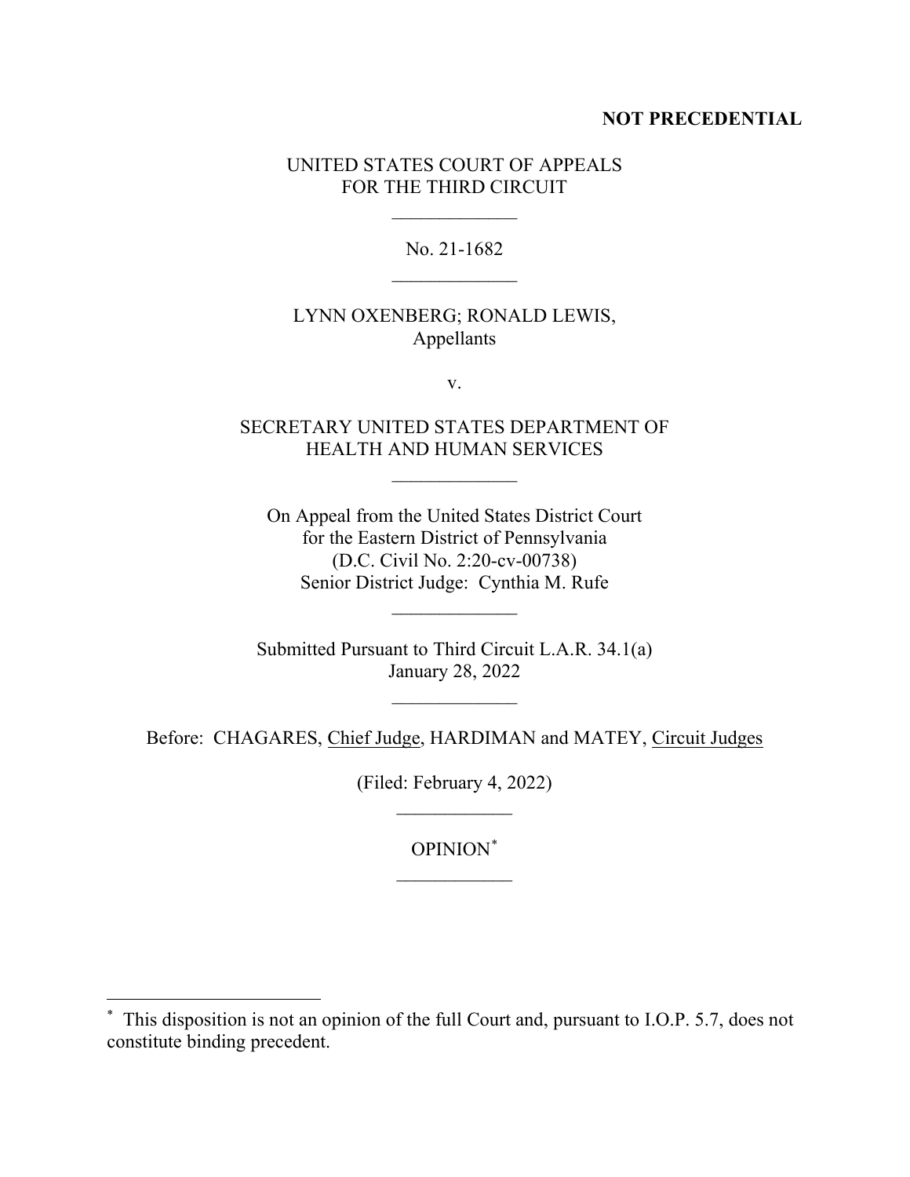**NOT PRECEDENTIAL**

UNITED STATES COURT OF APPEALS
FOR THE THIRD CIRCUIT

---

No. 21-1682

---

LYNN OXENBERG; RONALD LEWIS,
Appellants

v.

SECRETARY UNITED STATES DEPARTMENT OF
HEALTH AND HUMAN SERVICES

---

On Appeal from the United States District Court
for the Eastern District of Pennsylvania
(D.C. Civil No. 2:20-cv-00738)
Senior District Judge: Cynthia M. Rufe

---

Submitted Pursuant to Third Circuit L.A.R. 34.1(a)
January 28, 2022

---

Before: CHAGARES, Chief Judge, HARDIMAN and MATEY, Circuit Judges

(Filed: February 4, 2022)

---

OPINION[*]

---

[*] This disposition is not an opinion of the full Court and, pursuant to I.O.P. 5.7, does not constitute binding precedent.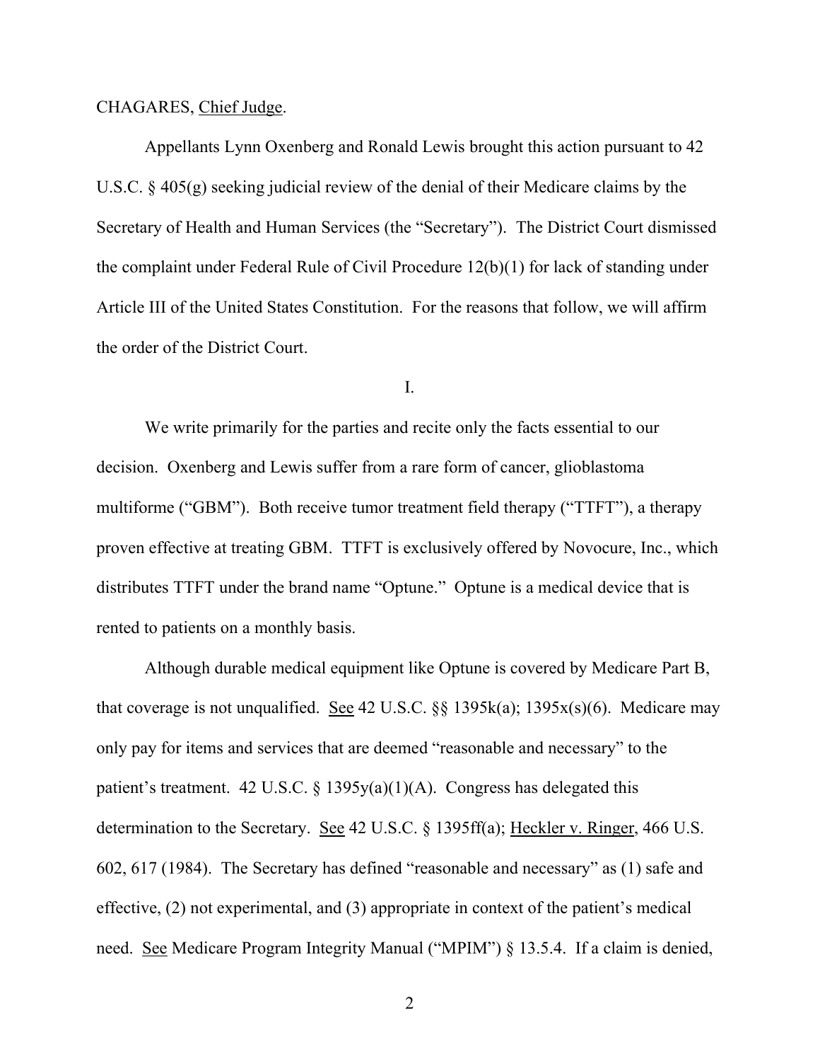CHAGARES, Chief Judge.

Appellants Lynn Oxenberg and Ronald Lewis brought this action pursuant to 42 U.S.C. § 405(g) seeking judicial review of the denial of their Medicare claims by the Secretary of Health and Human Services (the "Secretary"). The District Court dismissed the complaint under Federal Rule of Civil Procedure 12(b)(1) for lack of standing under Article III of the United States Constitution. For the reasons that follow, we will affirm the order of the District Court.

I.

We write primarily for the parties and recite only the facts essential to our decision. Oxenberg and Lewis suffer from a rare form of cancer, glioblastoma multiforme ("GBM"). Both receive tumor treatment field therapy ("TTFT"), a therapy proven effective at treating GBM. TTFT is exclusively offered by Novocure, Inc., which distributes TTFT under the brand name "Optune." Optune is a medical device that is rented to patients on a monthly basis.

Although durable medical equipment like Optune is covered by Medicare Part B, that coverage is not unqualified. See 42 U.S.C. §§ 1395k(a); 1395x(s)(6). Medicare may only pay for items and services that are deemed "reasonable and necessary" to the patient's treatment. 42 U.S.C. § 1395y(a)(1)(A). Congress has delegated this determination to the Secretary. See 42 U.S.C. § 1395ff(a); Heckler v. Ringer, 466 U.S. 602, 617 (1984). The Secretary has defined "reasonable and necessary" as (1) safe and effective, (2) not experimental, and (3) appropriate in context of the patient's medical need. See Medicare Program Integrity Manual ("MPIM") § 13.5.4. If a claim is denied,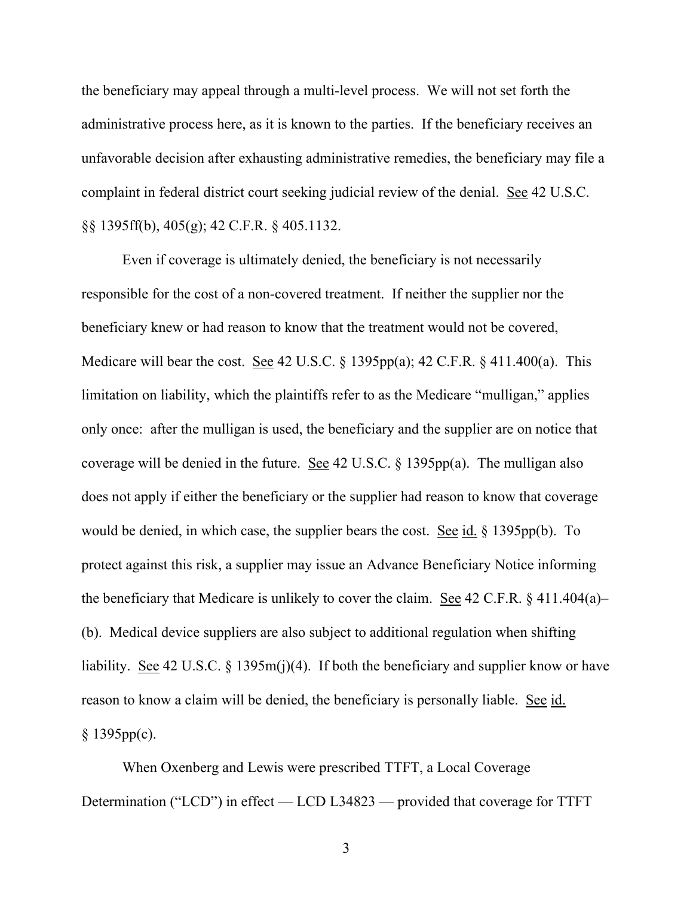the beneficiary may appeal through a multi-level process. We will not set forth the administrative process here, as it is known to the parties. If the beneficiary receives an unfavorable decision after exhausting administrative remedies, the beneficiary may file a complaint in federal district court seeking judicial review of the denial. See 42 U.S.C. §§ 1395ff(b), 405(g); 42 C.F.R. § 405.1132.

Even if coverage is ultimately denied, the beneficiary is not necessarily responsible for the cost of a non-covered treatment. If neither the supplier nor the beneficiary knew or had reason to know that the treatment would not be covered, Medicare will bear the cost. See 42 U.S.C. § 1395pp(a); 42 C.F.R. § 411.400(a). This limitation on liability, which the plaintiffs refer to as the Medicare "mulligan," applies only once: after the mulligan is used, the beneficiary and the supplier are on notice that coverage will be denied in the future. See 42 U.S.C. § 1395pp(a). The mulligan also does not apply if either the beneficiary or the supplier had reason to know that coverage would be denied, in which case, the supplier bears the cost. See id. § 1395pp(b). To protect against this risk, a supplier may issue an Advance Beneficiary Notice informing the beneficiary that Medicare is unlikely to cover the claim. See 42 C.F.R. § 411.404(a)–(b). Medical device suppliers are also subject to additional regulation when shifting liability. See 42 U.S.C. § 1395m(j)(4). If both the beneficiary and supplier know or have reason to know a claim will be denied, the beneficiary is personally liable. See id. § 1395pp(c).

When Oxenberg and Lewis were prescribed TTFT, a Local Coverage Determination ("LCD") in effect — LCD L34823 — provided that coverage for TTFT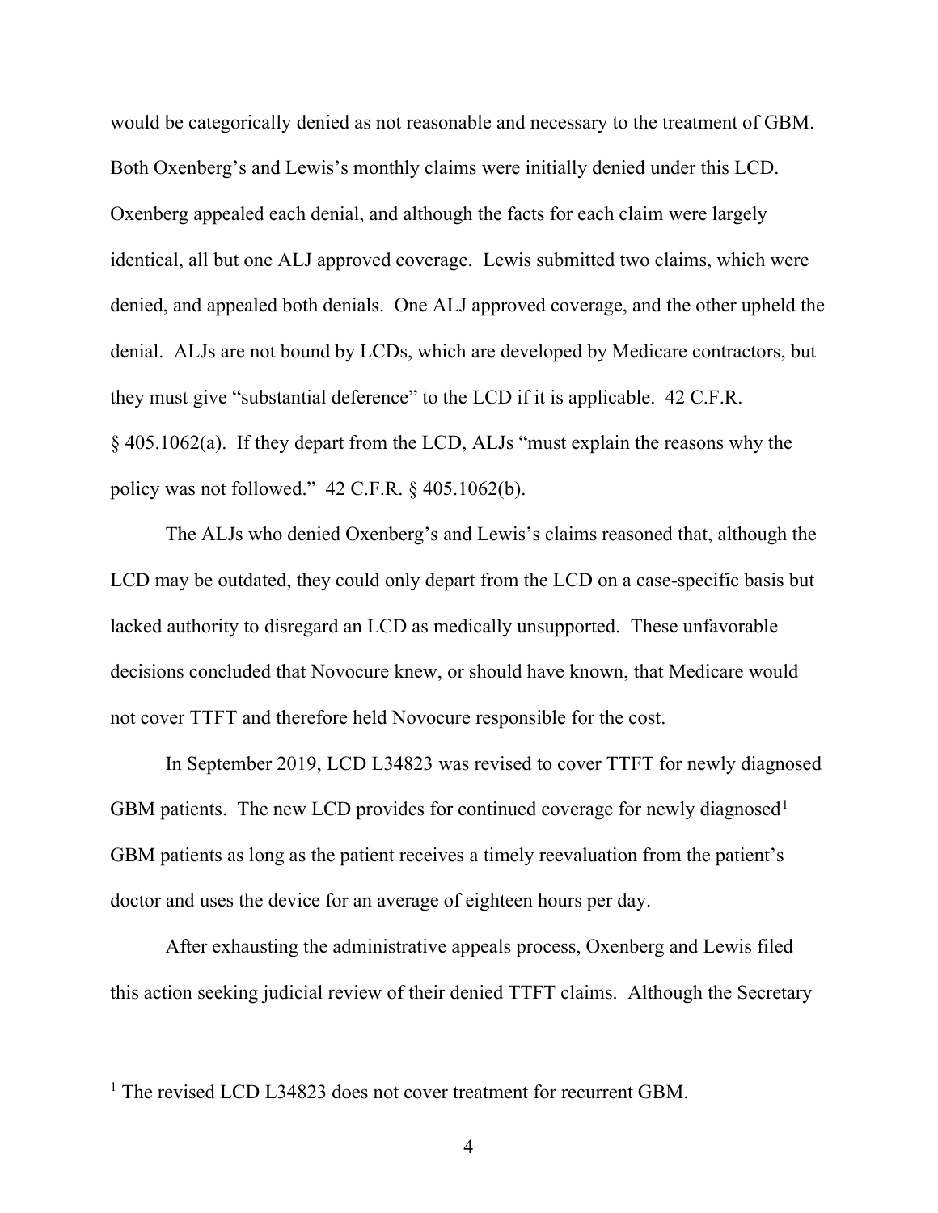would be categorically denied as not reasonable and necessary to the treatment of GBM. Both Oxenberg's and Lewis's monthly claims were initially denied under this LCD. Oxenberg appealed each denial, and although the facts for each claim were largely identical, all but one ALJ approved coverage. Lewis submitted two claims, which were denied, and appealed both denials. One ALJ approved coverage, and the other upheld the denial. ALJs are not bound by LCDs, which are developed by Medicare contractors, but they must give "substantial deference" to the LCD if it is applicable. 42 C.F.R. § 405.1062(a). If they depart from the LCD, ALJs "must explain the reasons why the policy was not followed." 42 C.F.R. § 405.1062(b).

The ALJs who denied Oxenberg's and Lewis's claims reasoned that, although the LCD may be outdated, they could only depart from the LCD on a case-specific basis but lacked authority to disregard an LCD as medically unsupported. These unfavorable decisions concluded that Novocure knew, or should have known, that Medicare would not cover TTFT and therefore held Novocure responsible for the cost.

In September 2019, LCD L34823 was revised to cover TTFT for newly diagnosed GBM patients. The new LCD provides for continued coverage for newly diagnosed[1] GBM patients as long as the patient receives a timely reevaluation from the patient's doctor and uses the device for an average of eighteen hours per day.

After exhausting the administrative appeals process, Oxenberg and Lewis filed this action seeking judicial review of their denied TTFT claims. Although the Secretary

[1] The revised LCD L34823 does not cover treatment for recurrent GBM.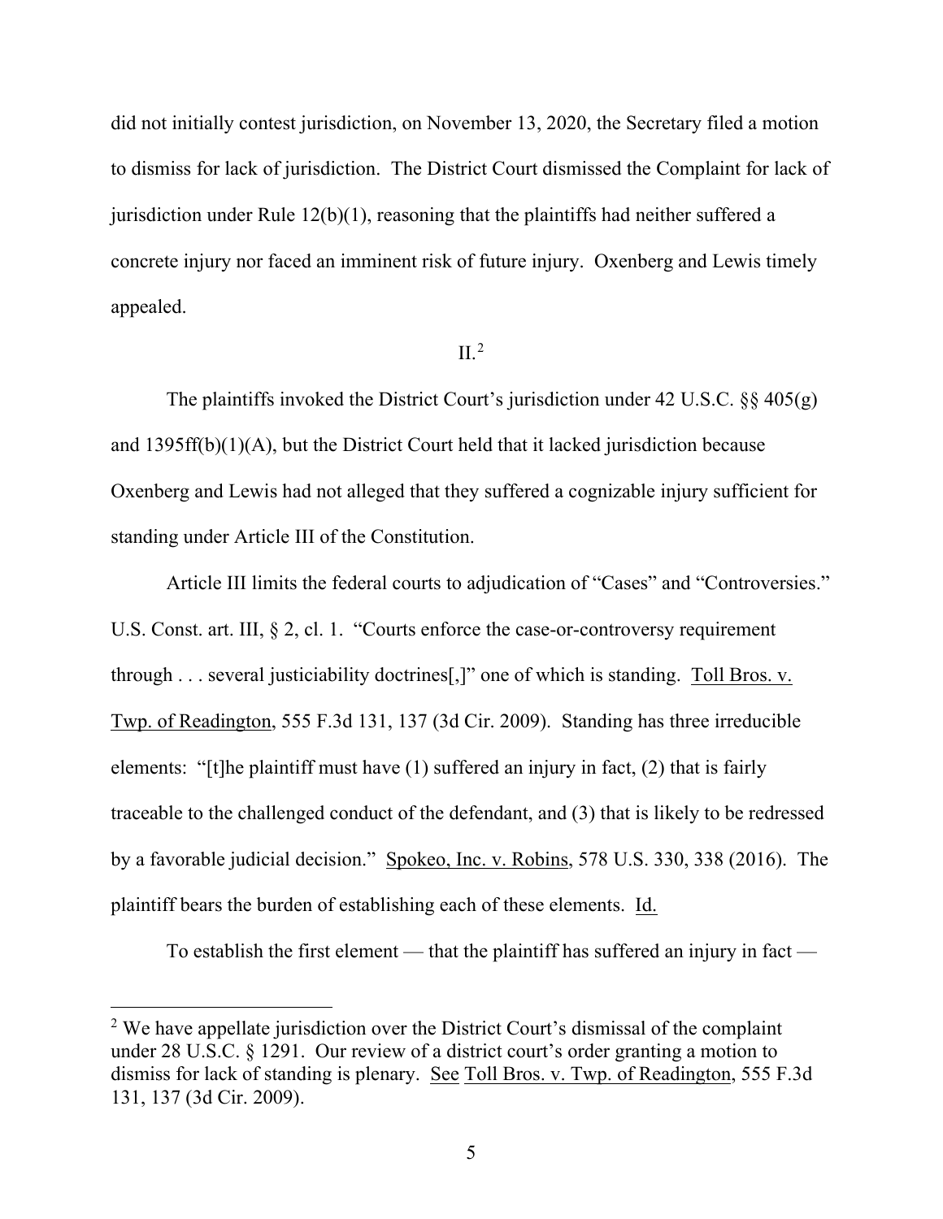did not initially contest jurisdiction, on November 13, 2020, the Secretary filed a motion to dismiss for lack of jurisdiction. The District Court dismissed the Complaint for lack of jurisdiction under Rule 12(b)(1), reasoning that the plaintiffs had neither suffered a concrete injury nor faced an imminent risk of future injury. Oxenberg and Lewis timely appealed.

## II.[2]

The plaintiffs invoked the District Court's jurisdiction under 42 U.S.C. §§ 405(g) and 1395ff(b)(1)(A), but the District Court held that it lacked jurisdiction because Oxenberg and Lewis had not alleged that they suffered a cognizable injury sufficient for standing under Article III of the Constitution.

Article III limits the federal courts to adjudication of "Cases" and "Controversies." U.S. Const. art. III, § 2, cl. 1. "Courts enforce the case-or-controversy requirement through . . . several justiciability doctrines[,]" one of which is standing. Toll Bros. v. Twp. of Readington, 555 F.3d 131, 137 (3d Cir. 2009). Standing has three irreducible elements: "[t]he plaintiff must have (1) suffered an injury in fact, (2) that is fairly traceable to the challenged conduct of the defendant, and (3) that is likely to be redressed by a favorable judicial decision." Spokeo, Inc. v. Robins, 578 U.S. 330, 338 (2016). The plaintiff bears the burden of establishing each of these elements. Id.

To establish the first element — that the plaintiff has suffered an injury in fact —

---

[2] We have appellate jurisdiction over the District Court's dismissal of the complaint under 28 U.S.C. § 1291. Our review of a district court's order granting a motion to dismiss for lack of standing is plenary. See Toll Bros. v. Twp. of Readington, 555 F.3d 131, 137 (3d Cir. 2009).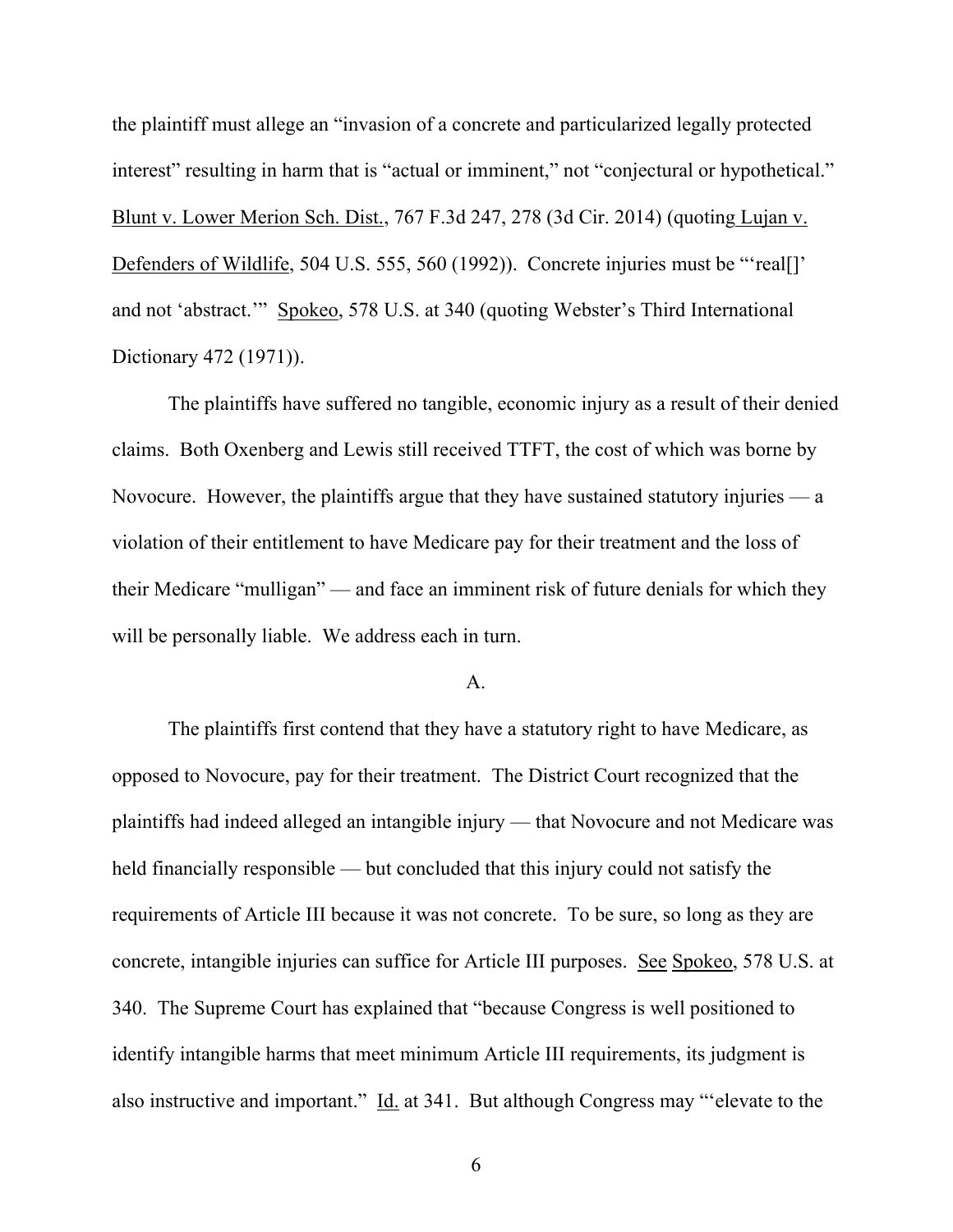the plaintiff must allege an "invasion of a concrete and particularized legally protected interest" resulting in harm that is "actual or imminent," not "conjectural or hypothetical." Blunt v. Lower Merion Sch. Dist., 767 F.3d 247, 278 (3d Cir. 2014) (quoting Lujan v. Defenders of Wildlife, 504 U.S. 555, 560 (1992)). Concrete injuries must be "'real[]' and not 'abstract.'" Spokeo, 578 U.S. at 340 (quoting Webster's Third International Dictionary 472 (1971)).

The plaintiffs have suffered no tangible, economic injury as a result of their denied claims. Both Oxenberg and Lewis still received TTFT, the cost of which was borne by Novocure. However, the plaintiffs argue that they have sustained statutory injuries — a violation of their entitlement to have Medicare pay for their treatment and the loss of their Medicare "mulligan" — and face an imminent risk of future denials for which they will be personally liable. We address each in turn.

A.

The plaintiffs first contend that they have a statutory right to have Medicare, as opposed to Novocure, pay for their treatment. The District Court recognized that the plaintiffs had indeed alleged an intangible injury — that Novocure and not Medicare was held financially responsible — but concluded that this injury could not satisfy the requirements of Article III because it was not concrete. To be sure, so long as they are concrete, intangible injuries can suffice for Article III purposes. See Spokeo, 578 U.S. at 340. The Supreme Court has explained that "because Congress is well positioned to identify intangible harms that meet minimum Article III requirements, its judgment is also instructive and important." Id. at 341. But although Congress may "'elevate to the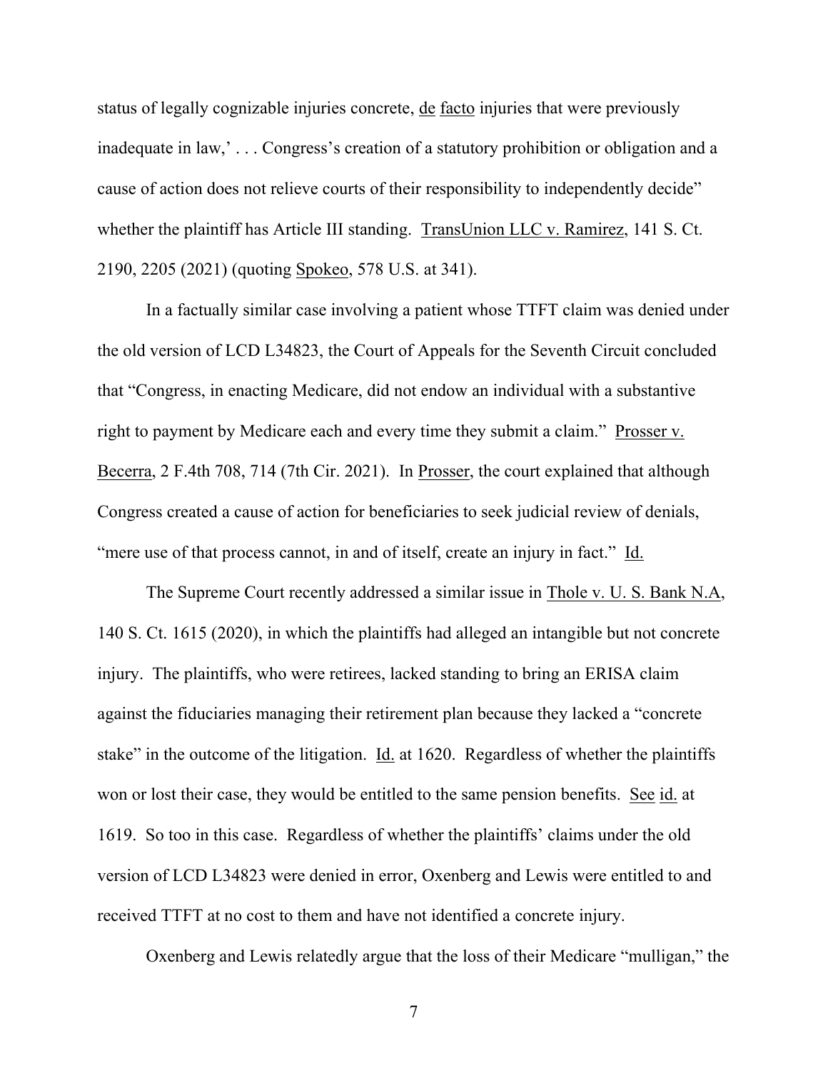status of legally cognizable injuries concrete, de facto injuries that were previously inadequate in law,' . . . Congress's creation of a statutory prohibition or obligation and a cause of action does not relieve courts of their responsibility to independently decide" whether the plaintiff has Article III standing. TransUnion LLC v. Ramirez, 141 S. Ct. 2190, 2205 (2021) (quoting Spokeo, 578 U.S. at 341).

In a factually similar case involving a patient whose TTFT claim was denied under the old version of LCD L34823, the Court of Appeals for the Seventh Circuit concluded that "Congress, in enacting Medicare, did not endow an individual with a substantive right to payment by Medicare each and every time they submit a claim." Prosser v. Becerra, 2 F.4th 708, 714 (7th Cir. 2021). In Prosser, the court explained that although Congress created a cause of action for beneficiaries to seek judicial review of denials, "mere use of that process cannot, in and of itself, create an injury in fact." Id.

The Supreme Court recently addressed a similar issue in Thole v. U. S. Bank N.A, 140 S. Ct. 1615 (2020), in which the plaintiffs had alleged an intangible but not concrete injury. The plaintiffs, who were retirees, lacked standing to bring an ERISA claim against the fiduciaries managing their retirement plan because they lacked a "concrete stake" in the outcome of the litigation. Id. at 1620. Regardless of whether the plaintiffs won or lost their case, they would be entitled to the same pension benefits. See id. at 1619. So too in this case. Regardless of whether the plaintiffs' claims under the old version of LCD L34823 were denied in error, Oxenberg and Lewis were entitled to and received TTFT at no cost to them and have not identified a concrete injury.

Oxenberg and Lewis relatedly argue that the loss of their Medicare "mulligan," the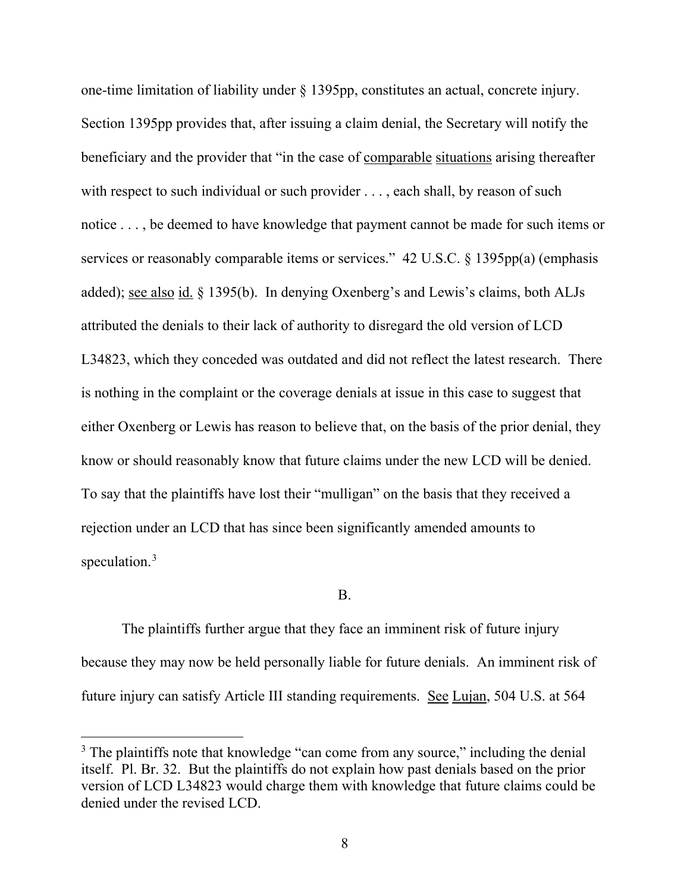one-time limitation of liability under § 1395pp, constitutes an actual, concrete injury. Section 1395pp provides that, after issuing a claim denial, the Secretary will notify the beneficiary and the provider that "in the case of <u>comparable</u> <u>situations</u> arising thereafter with respect to such individual or such provider . . . , each shall, by reason of such notice . . . , be deemed to have knowledge that payment cannot be made for such items or services or reasonably comparable items or services." 42 U.S.C. § 1395pp(a) (emphasis added); <u>see also</u> <u>id.</u> § 1395(b). In denying Oxenberg's and Lewis's claims, both ALJs attributed the denials to their lack of authority to disregard the old version of LCD L34823, which they conceded was outdated and did not reflect the latest research. There is nothing in the complaint or the coverage denials at issue in this case to suggest that either Oxenberg or Lewis has reason to believe that, on the basis of the prior denial, they know or should reasonably know that future claims under the new LCD will be denied. To say that the plaintiffs have lost their "mulligan" on the basis that they received a rejection under an LCD that has since been significantly amended amounts to speculation.[3]

## B.

The plaintiffs further argue that they face an imminent risk of future injury because they may now be held personally liable for future denials. An imminent risk of future injury can satisfy Article III standing requirements. <u>See</u> <u>Lujan</u>, 504 U.S. at 564

---

[3] The plaintiffs note that knowledge "can come from any source," including the denial itself. Pl. Br. 32. But the plaintiffs do not explain how past denials based on the prior version of LCD L34823 would charge them with knowledge that future claims could be denied under the revised LCD.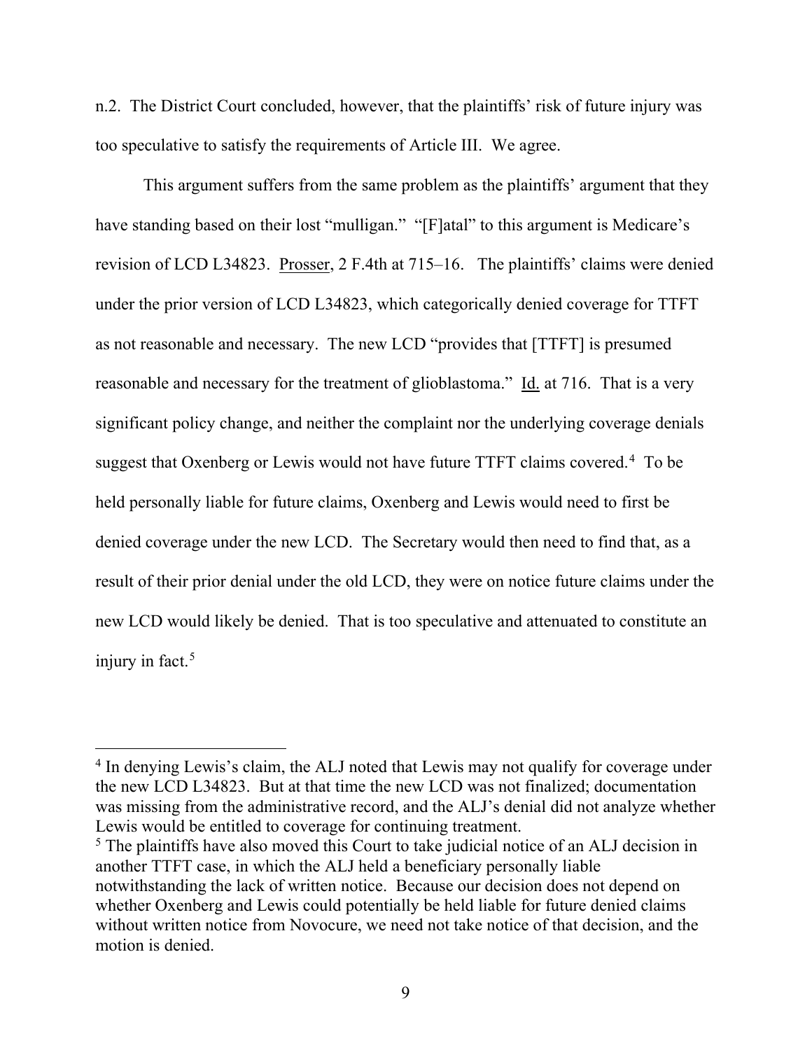n.2. The District Court concluded, however, that the plaintiffs' risk of future injury was too speculative to satisfy the requirements of Article III. We agree.

This argument suffers from the same problem as the plaintiffs' argument that they have standing based on their lost "mulligan." "[F]atal" to this argument is Medicare's revision of LCD L34823. Prosser, 2 F.4th at 715–16. The plaintiffs' claims were denied under the prior version of LCD L34823, which categorically denied coverage for TTFT as not reasonable and necessary. The new LCD "provides that [TTFT] is presumed reasonable and necessary for the treatment of glioblastoma." Id. at 716. That is a very significant policy change, and neither the complaint nor the underlying coverage denials suggest that Oxenberg or Lewis would not have future TTFT claims covered.[4] To be held personally liable for future claims, Oxenberg and Lewis would need to first be denied coverage under the new LCD. The Secretary would then need to find that, as a result of their prior denial under the old LCD, they were on notice future claims under the new LCD would likely be denied. That is too speculative and attenuated to constitute an injury in fact.[5]

---

[4] In denying Lewis's claim, the ALJ noted that Lewis may not qualify for coverage under the new LCD L34823. But at that time the new LCD was not finalized; documentation was missing from the administrative record, and the ALJ's denial did not analyze whether Lewis would be entitled to coverage for continuing treatment.

[5] The plaintiffs have also moved this Court to take judicial notice of an ALJ decision in another TTFT case, in which the ALJ held a beneficiary personally liable notwithstanding the lack of written notice. Because our decision does not depend on whether Oxenberg and Lewis could potentially be held liable for future denied claims without written notice from Novocure, we need not take notice of that decision, and the motion is denied.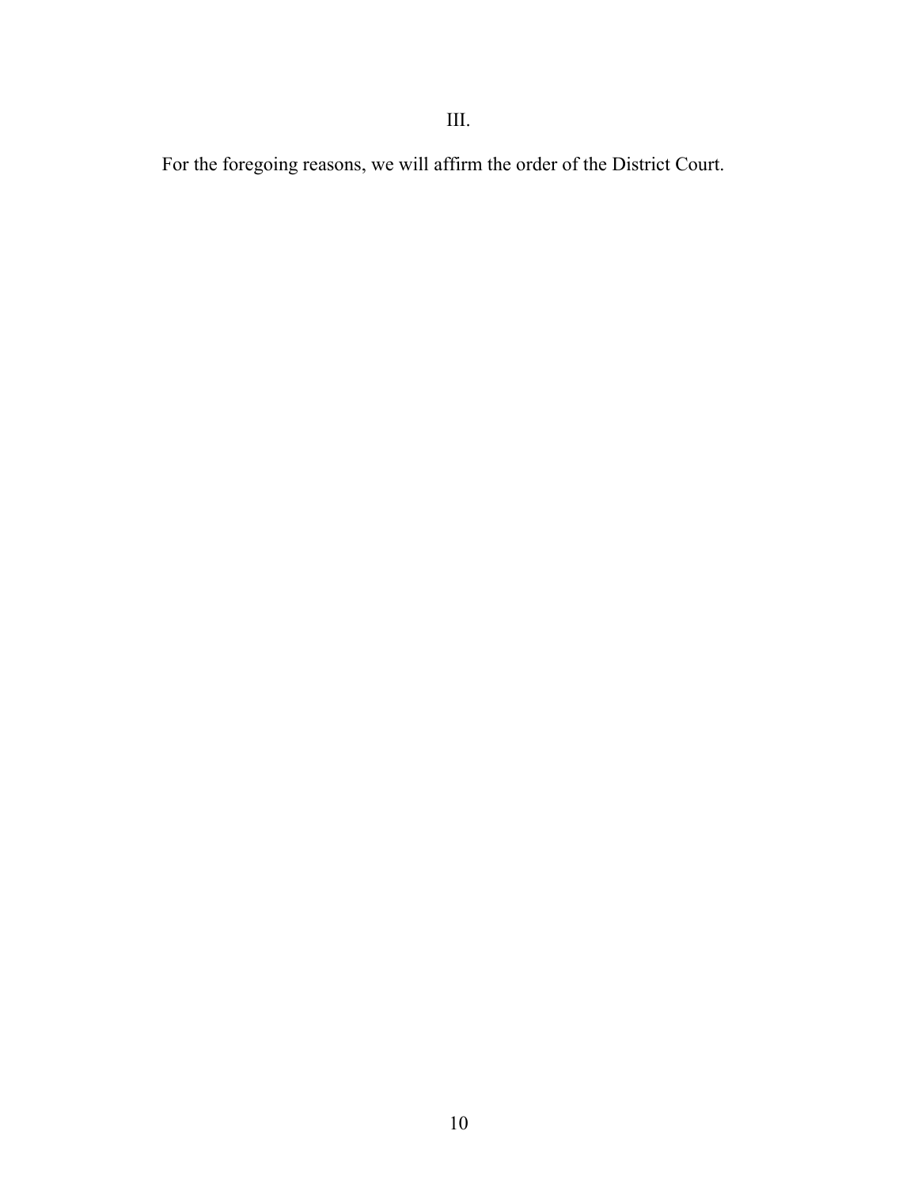III.

For the foregoing reasons, we will affirm the order of the District Court.